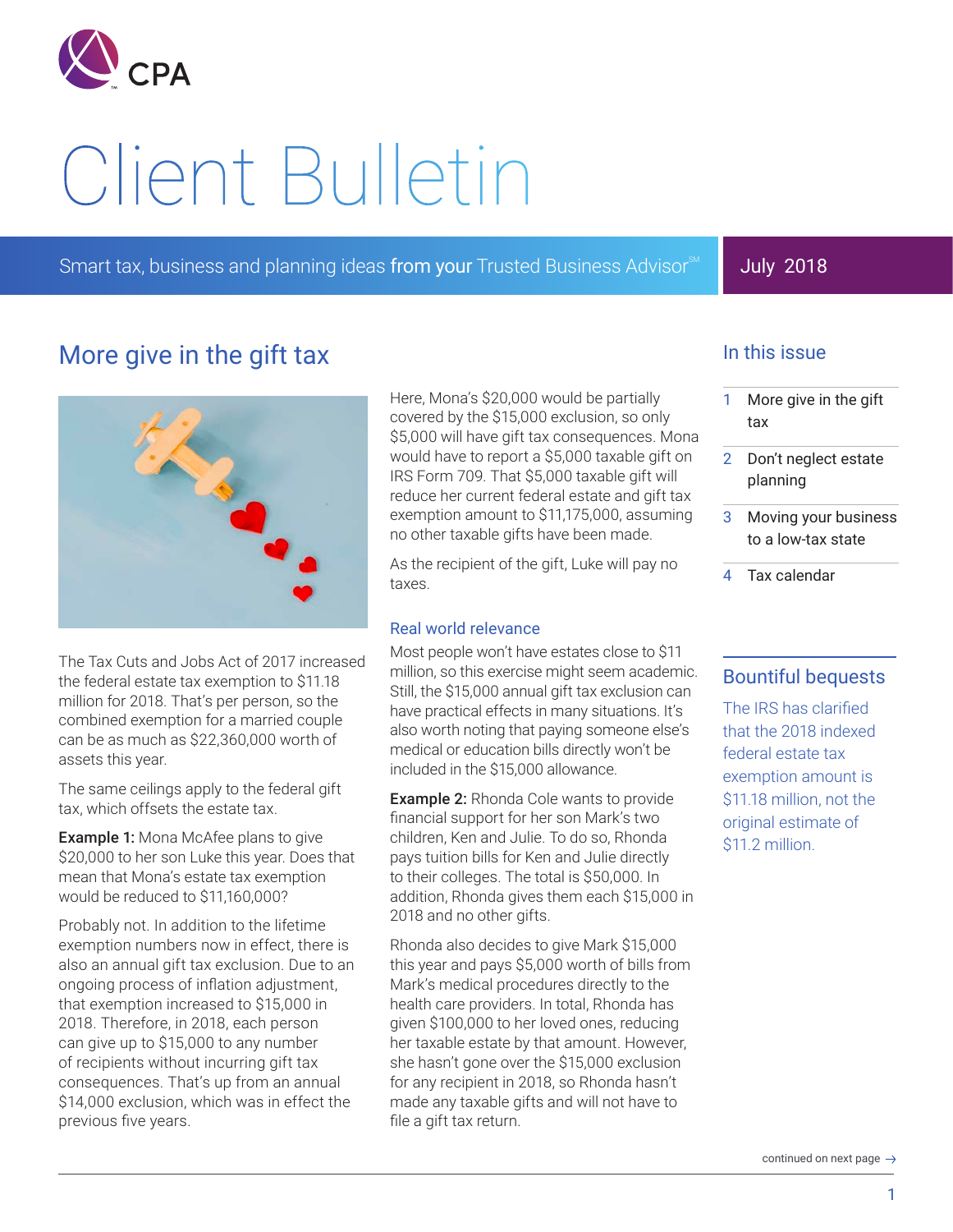# Client Bulletin

Smart tax, business and planning ideas from your Trusted Business Advisor℠

July 2018

## More give in the gift tax

The Tax Cuts and Jobs Act of 2017 increased the federal estate tax exemption to $11.18 million for 2018. That's per person, so the combined exemption for a married couple can be as much as $22,360,000 worth of assets this year.

The same ceilings apply to the federal gift tax, which offsets the estate tax.

**Example 1:** Mona McAfee plans to give $20,000 to her son Luke this year. Does that mean that Mona's estate tax exemption would be reduced to $11,160,000?

Probably not. In addition to the lifetime exemption numbers now in effect, there is also an annual gift tax exclusion. Due to an ongoing process of inflation adjustment, that exemption increased to $15,000 in 2018. Therefore, in 2018, each person can give up to $15,000 to any number of recipients without incurring gift tax consequences. That's up from an annual $14,000 exclusion, which was in effect the previous five years.

Here, Mona's $20,000 would be partially covered by the $15,000 exclusion, so only $5,000 will have gift tax consequences. Mona would have to report a $5,000 taxable gift on IRS Form 709. That $5,000 taxable gift will reduce her current federal estate and gift tax exemption amount to $11,175,000, assuming no other taxable gifts have been made.

As the recipient of the gift, Luke will pay no taxes.

### Real world relevance

Most people won't have estates close to $11 million, so this exercise might seem academic. Still, the $15,000 annual gift tax exclusion can have practical effects in many situations. It's also worth noting that paying someone else's medical or education bills directly won't be included in the $15,000 allowance.

**Example 2:** Rhonda Cole wants to provide financial support for her son Mark's two children, Ken and Julie. To do so, Rhonda pays tuition bills for Ken and Julie directly to their colleges. The total is $50,000. In addition, Rhonda gives them each $15,000 in 2018 and no other gifts.

Rhonda also decides to give Mark $15,000 this year and pays $5,000 worth of bills from Mark's medical procedures directly to the health care providers. In total, Rhonda has given $100,000 to her loved ones, reducing her taxable estate by that amount. However, she hasn't gone over the $15,000 exclusion for any recipient in 2018, so Rhonda hasn't made any taxable gifts and will not have to file a gift tax return.

continued on next page →

### In this issue

1. More give in the gift tax
2. Don't neglect estate planning
3. Moving your business to a low-tax state
4. Tax calendar

### Bountiful bequests

The IRS has clarified that the 2018 indexed federal estate tax exemption amount is $11.18 million, not the original estimate of $11.2 million.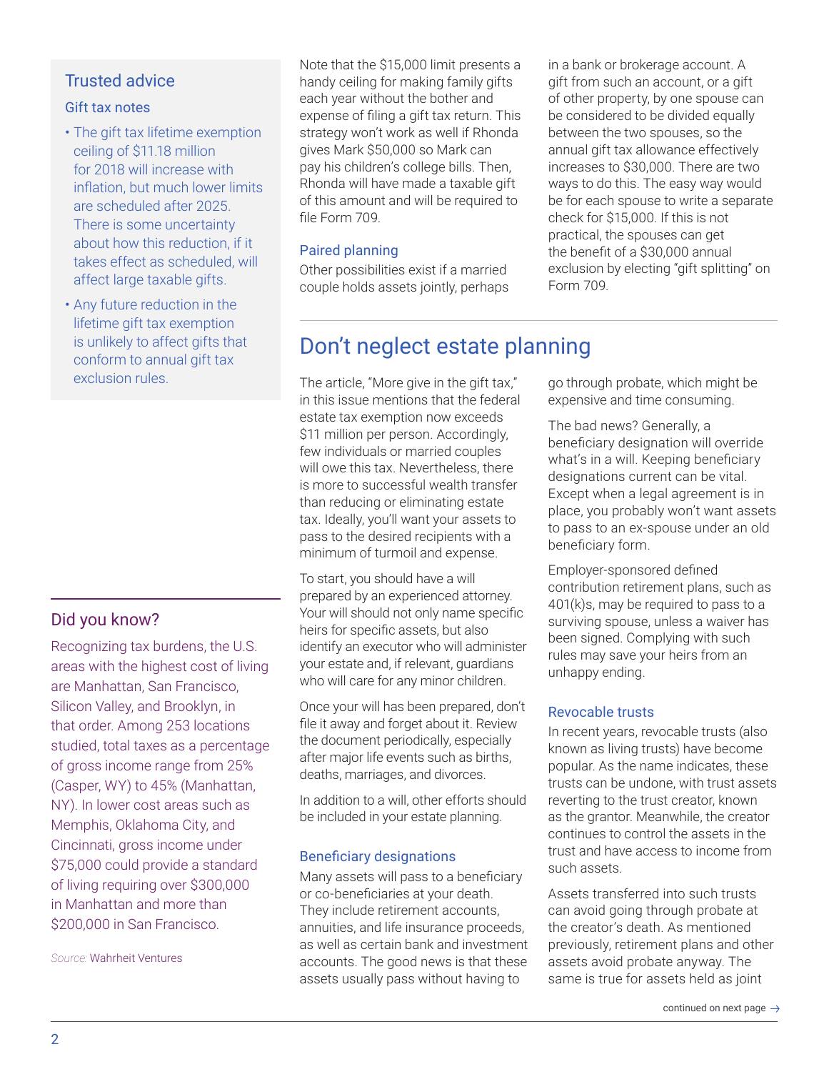Note that the $15,000 limit presents a handy ceiling for making family gifts each year without the bother and expense of filing a gift tax return. This strategy won't work as well if Rhonda gives Mark $50,000 so Mark can pay his children's college bills. Then, Rhonda will have made a taxable gift of this amount and will be required to file Form 709.

### Paired planning

Other possibilities exist if a married couple holds assets jointly, perhaps in a bank or brokerage account. A gift from such an account, or a gift of other property, by one spouse can be considered to be divided equally between the two spouses, so the annual gift tax allowance effectively increases to $30,000. There are two ways to do this. The easy way would be for each spouse to write a separate check for $15,000. If this is not practical, the spouses can get the benefit of a $30,000 annual exclusion by electing "gift splitting" on Form 709.

## Trusted advice

### Gift tax notes

- The gift tax lifetime exemption ceiling of $11.18 million for 2018 will increase with inflation, but much lower limits are scheduled after 2025. There is some uncertainty about how this reduction, if it takes effect as scheduled, will affect large taxable gifts.
- Any future reduction in the lifetime gift tax exemption is unlikely to affect gifts that conform to annual gift tax exclusion rules.

# Don't neglect estate planning

The article, "More give in the gift tax," in this issue mentions that the federal estate tax exemption now exceeds $11 million per person. Accordingly, few individuals or married couples will owe this tax. Nevertheless, there is more to successful wealth transfer than reducing or eliminating estate tax. Ideally, you'll want your assets to pass to the desired recipients with a minimum of turmoil and expense.

To start, you should have a will prepared by an experienced attorney. Your will should not only name specific heirs for specific assets, but also identify an executor who will administer your estate and, if relevant, guardians who will care for any minor children.

Once your will has been prepared, don't file it away and forget about it. Review the document periodically, especially after major life events such as births, deaths, marriages, and divorces.

In addition to a will, other efforts should be included in your estate planning.

### Beneficiary designations

Many assets will pass to a beneficiary or co-beneficiaries at your death. They include retirement accounts, annuities, and life insurance proceeds, as well as certain bank and investment accounts. The good news is that these assets usually pass without having to go through probate, which might be expensive and time consuming.

The bad news? Generally, a beneficiary designation will override what's in a will. Keeping beneficiary designations current can be vital. Except when a legal agreement is in place, you probably won't want assets to pass to an ex-spouse under an old beneficiary form.

Employer-sponsored defined contribution retirement plans, such as 401(k)s, may be required to pass to a surviving spouse, unless a waiver has been signed. Complying with such rules may save your heirs from an unhappy ending.

### Revocable trusts

In recent years, revocable trusts (also known as living trusts) have become popular. As the name indicates, these trusts can be undone, with trust assets reverting to the trust creator, known as the grantor. Meanwhile, the creator continues to control the assets in the trust and have access to income from such assets.

Assets transferred into such trusts can avoid going through probate at the creator's death. As mentioned previously, retirement plans and other assets avoid probate anyway. The same is true for assets held as joint

continued on next page →

## Did you know?

Recognizing tax burdens, the U.S. areas with the highest cost of living are Manhattan, San Francisco, Silicon Valley, and Brooklyn, in that order. Among 253 locations studied, total taxes as a percentage of gross income range from 25% (Casper, WY) to 45% (Manhattan, NY). In lower cost areas such as Memphis, Oklahoma City, and Cincinnati, gross income under $75,000 could provide a standard of living requiring over $300,000 in Manhattan and more than $200,000 in San Francisco.

*Source:* Wahrheit Ventures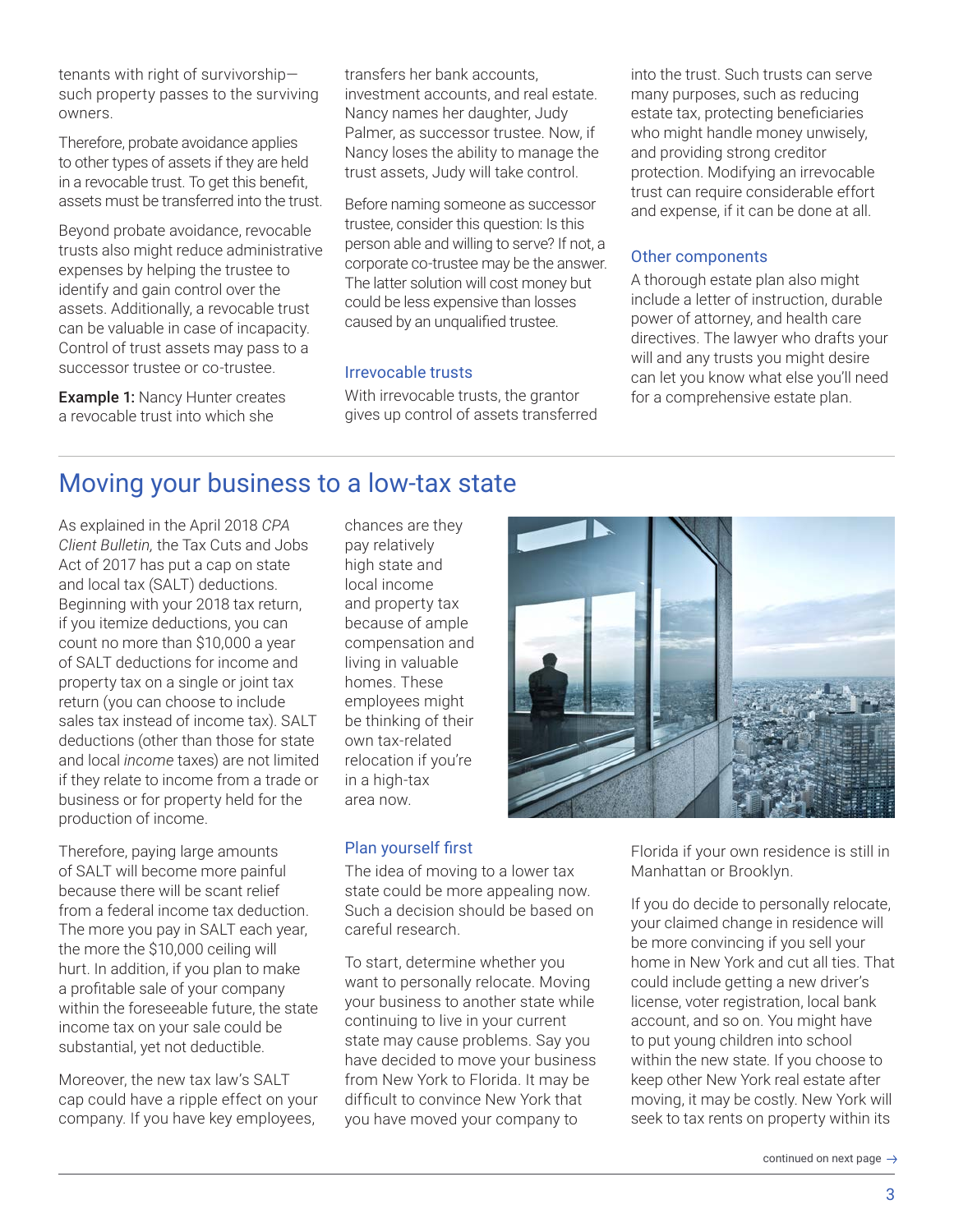tenants with right of survivorship—such property passes to the surviving owners.

Therefore, probate avoidance applies to other types of assets if they are held in a revocable trust. To get this benefit, assets must be transferred into the trust.

Beyond probate avoidance, revocable trusts also might reduce administrative expenses by helping the trustee to identify and gain control over the assets. Additionally, a revocable trust can be valuable in case of incapacity. Control of trust assets may pass to a successor trustee or co-trustee.

**Example 1:** Nancy Hunter creates a revocable trust into which she transfers her bank accounts, investment accounts, and real estate. Nancy names her daughter, Judy Palmer, as successor trustee. Now, if Nancy loses the ability to manage the trust assets, Judy will take control.

Before naming someone as successor trustee, consider this question: Is this person able and willing to serve? If not, a corporate co-trustee may be the answer. The latter solution will cost money but could be less expensive than losses caused by an unqualified trustee.

### Irrevocable trusts

With irrevocable trusts, the grantor gives up control of assets transferred into the trust. Such trusts can serve many purposes, such as reducing estate tax, protecting beneficiaries who might handle money unwisely, and providing strong creditor protection. Modifying an irrevocable trust can require considerable effort and expense, if it can be done at all.

### Other components

A thorough estate plan also might include a letter of instruction, durable power of attorney, and health care directives. The lawyer who drafts your will and any trusts you might desire can let you know what else you'll need for a comprehensive estate plan.

## Moving your business to a low-tax state

As explained in the April 2018 *CPA Client Bulletin,* the Tax Cuts and Jobs Act of 2017 has put a cap on state and local tax (SALT) deductions. Beginning with your 2018 tax return, if you itemize deductions, you can count no more than $10,000 a year of SALT deductions for income and property tax on a single or joint tax return (you can choose to include sales tax instead of income tax). SALT deductions (other than those for state and local *income* taxes) are not limited if they relate to income from a trade or business or for property held for the production of income.

Therefore, paying large amounts of SALT will become more painful because there will be scant relief from a federal income tax deduction. The more you pay in SALT each year, the more the $10,000 ceiling will hurt. In addition, if you plan to make a profitable sale of your company within the foreseeable future, the state income tax on your sale could be substantial, yet not deductible.

Moreover, the new tax law's SALT cap could have a ripple effect on your company. If you have key employees, chances are they pay relatively high state and local income and property tax because of ample compensation and living in valuable homes. These employees might be thinking of their own tax-related relocation if you're in a high-tax area now.

### Plan yourself first

The idea of moving to a lower tax state could be more appealing now. Such a decision should be based on careful research.

To start, determine whether you want to personally relocate. Moving your business to another state while continuing to live in your current state may cause problems. Say you have decided to move your business from New York to Florida. It may be difficult to convince New York that you have moved your company to Florida if your own residence is still in Manhattan or Brooklyn.

If you do decide to personally relocate, your claimed change in residence will be more convincing if you sell your home in New York and cut all ties. That could include getting a new driver's license, voter registration, local bank account, and so on. You might have to put young children into school within the new state. If you choose to keep other New York real estate after moving, it may be costly. New York will seek to tax rents on property within its

continued on next page →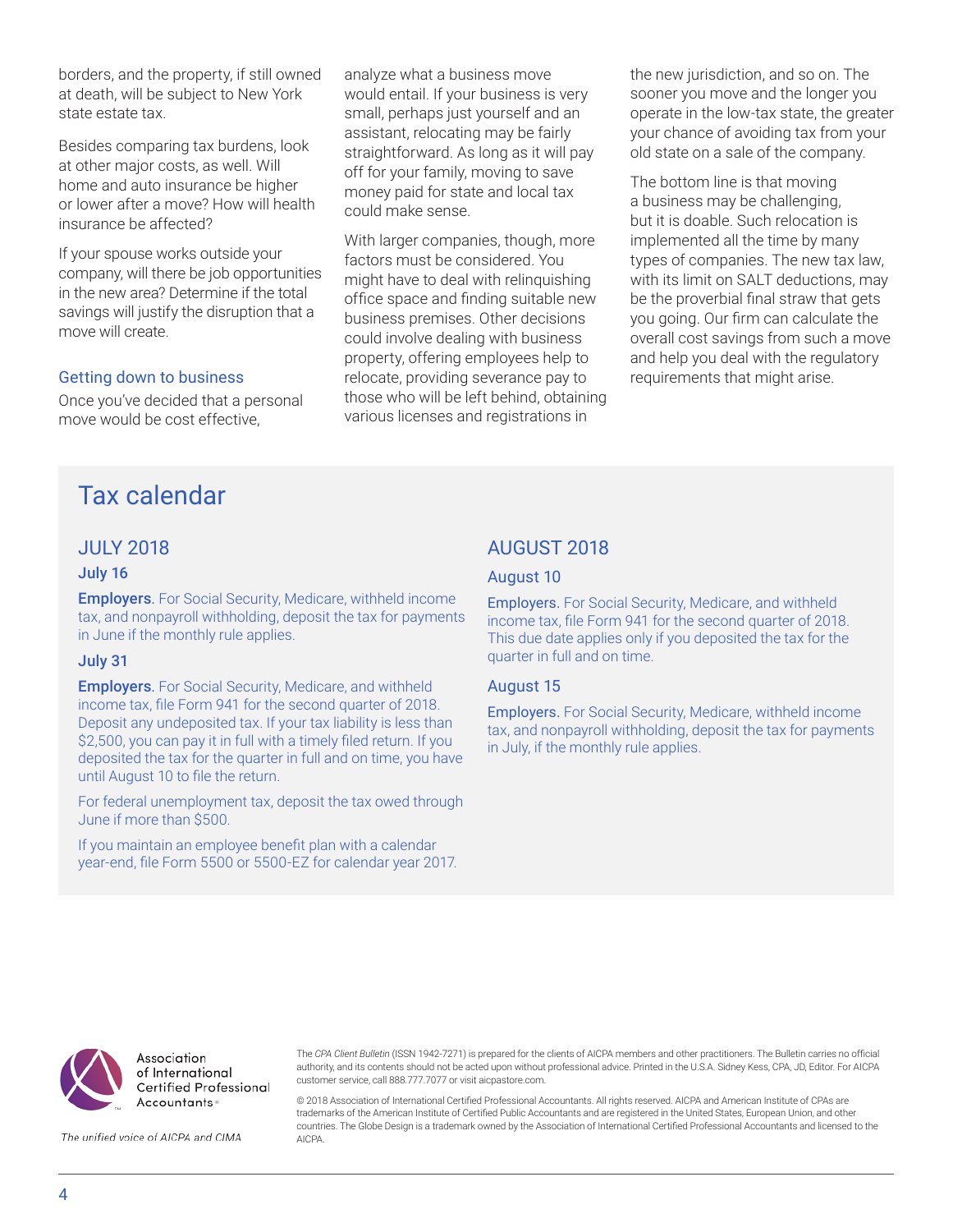borders, and the property, if still owned at death, will be subject to New York state estate tax.

Besides comparing tax burdens, look at other major costs, as well. Will home and auto insurance be higher or lower after a move? How will health insurance be affected?

If your spouse works outside your company, will there be job opportunities in the new area? Determine if the total savings will justify the disruption that a move will create.

### Getting down to business

Once you've decided that a personal move would be cost effective, analyze what a business move would entail. If your business is very small, perhaps just yourself and an assistant, relocating may be fairly straightforward. As long as it will pay off for your family, moving to save money paid for state and local tax could make sense.

With larger companies, though, more factors must be considered. You might have to deal with relinquishing office space and finding suitable new business premises. Other decisions could involve dealing with business property, offering employees help to relocate, providing severance pay to those who will be left behind, obtaining various licenses and registrations in the new jurisdiction, and so on. The sooner you move and the longer you operate in the low-tax state, the greater your chance of avoiding tax from your old state on a sale of the company.

The bottom line is that moving a business may be challenging, but it is doable. Such relocation is implemented all the time by many types of companies. The new tax law, with its limit on SALT deductions, may be the proverbial final straw that gets you going. Our firm can calculate the overall cost savings from such a move and help you deal with the regulatory requirements that might arise.

# Tax calendar

## JULY 2018

### July 16

**Employers.** For Social Security, Medicare, withheld income tax, and nonpayroll withholding, deposit the tax for payments in June if the monthly rule applies.

### July 31

**Employers.** For Social Security, Medicare, and withheld income tax, file Form 941 for the second quarter of 2018. Deposit any undeposited tax. If your tax liability is less than $2,500, you can pay it in full with a timely filed return. If you deposited the tax for the quarter in full and on time, you have until August 10 to file the return.

For federal unemployment tax, deposit the tax owed through June if more than $500.

If you maintain an employee benefit plan with a calendar year-end, file Form 5500 or 5500-EZ for calendar year 2017.

## AUGUST 2018

### August 10

**Employers.** For Social Security, Medicare, and withheld income tax, file Form 941 for the second quarter of 2018. This due date applies only if you deposited the tax for the quarter in full and on time.

### August 15

**Employers.** For Social Security, Medicare, withheld income tax, and nonpayroll withholding, deposit the tax for payments in July, if the monthly rule applies.

Association of International Certified Professional Accountants

The unified voice of AICPA and CIMA

The *CPA Client Bulletin* (ISSN 1942-7271) is prepared for the clients of AICPA members and other practitioners. The Bulletin carries no official authority, and its contents should not be acted upon without professional advice. Printed in the U.S.A. Sidney Kess, CPA, JD, Editor. For AICPA customer service, call 888.777.7077 or visit aicpastore.com.

© 2018 Association of International Certified Professional Accountants. All rights reserved. AICPA and American Institute of CPAs are trademarks of the American Institute of Certified Public Accountants and are registered in the United States, European Union, and other countries. The Globe Design is a trademark owned by the Association of International Certified Professional Accountants and licensed to the AICPA.